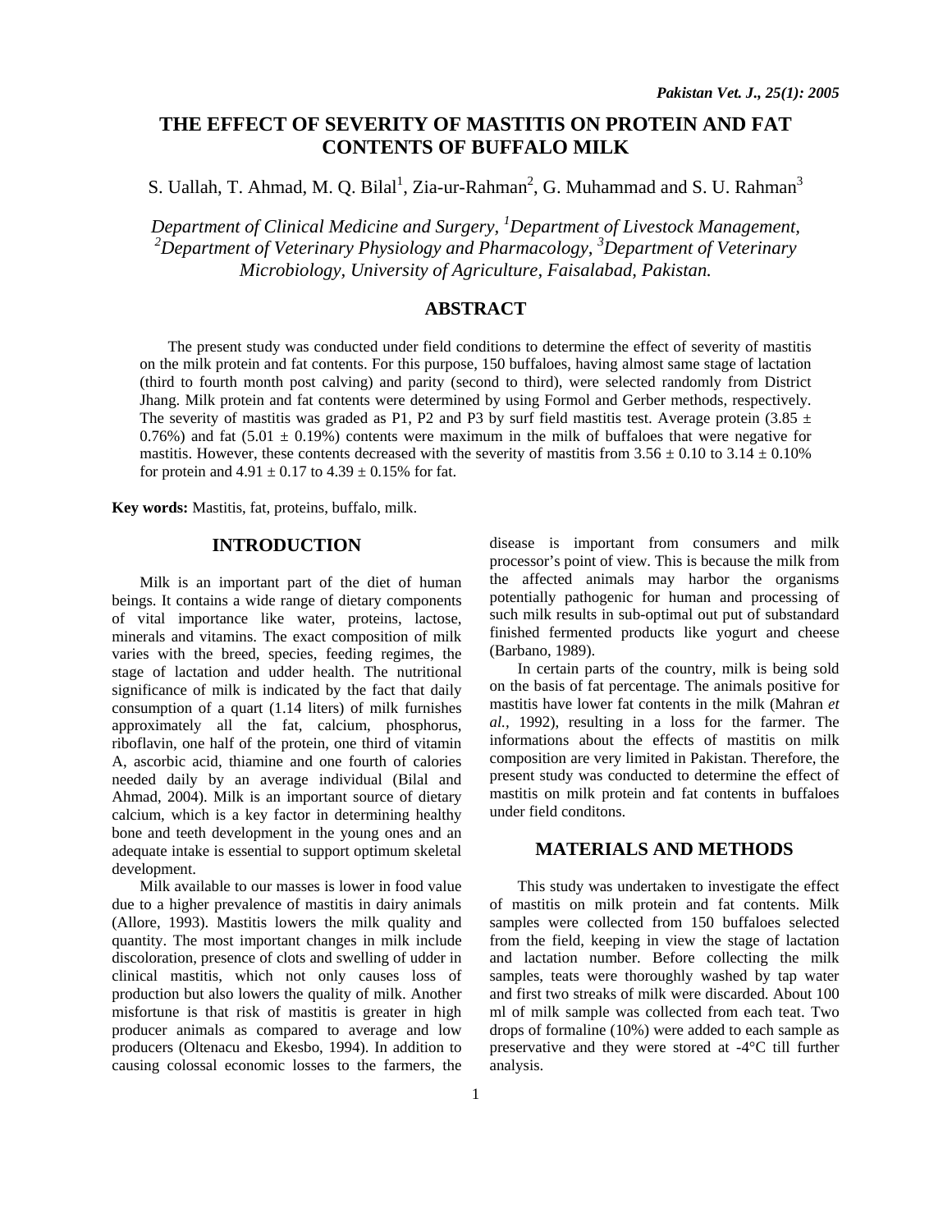# THE EFFECT OF SEVERITY OF MASTITIS ON PROTEIN AND FAT CONTENTS OF BUFFALO MILK

S. Uallah, T. Ahmad, M. Q. Bilal[1], Zia-ur-Rahman[2], G. Muhammad and S. U. Rahman[3]

*Department of Clinical Medicine and Surgery, [1]Department of Livestock Management, [2]Department of Veterinary Physiology and Pharmacology, [3]Department of Veterinary Microbiology, University of Agriculture, Faisalabad, Pakistan.*

## ABSTRACT

The present study was conducted under field conditions to determine the effect of severity of mastitis on the milk protein and fat contents. For this purpose, 150 buffaloes, having almost same stage of lactation (third to fourth month post calving) and parity (second to third), were selected randomly from District Jhang. Milk protein and fat contents were determined by using Formol and Gerber methods, respectively. The severity of mastitis was graded as P1, P2 and P3 by surf field mastitis test. Average protein (3.85 ± 0.76%) and fat (5.01 ± 0.19%) contents were maximum in the milk of buffaloes that were negative for mastitis. However, these contents decreased with the severity of mastitis from 3.56 ± 0.10 to 3.14 ± 0.10% for protein and 4.91 ± 0.17 to 4.39 ± 0.15% for fat.

**Key words:** Mastitis, fat, proteins, buffalo, milk.

## INTRODUCTION

Milk is an important part of the diet of human beings. It contains a wide range of dietary components of vital importance like water, proteins, lactose, minerals and vitamins. The exact composition of milk varies with the breed, species, feeding regimes, the stage of lactation and udder health. The nutritional significance of milk is indicated by the fact that daily consumption of a quart (1.14 liters) of milk furnishes approximately all the fat, calcium, phosphorus, riboflavin, one half of the protein, one third of vitamin A, ascorbic acid, thiamine and one fourth of calories needed daily by an average individual (Bilal and Ahmad, 2004). Milk is an important source of dietary calcium, which is a key factor in determining healthy bone and teeth development in the young ones and an adequate intake is essential to support optimum skeletal development.

Milk available to our masses is lower in food value due to a higher prevalence of mastitis in dairy animals (Allore, 1993). Mastitis lowers the milk quality and quantity. The most important changes in milk include discoloration, presence of clots and swelling of udder in clinical mastitis, which not only causes loss of production but also lowers the quality of milk. Another misfortune is that risk of mastitis is greater in high producer animals as compared to average and low producers (Oltenacu and Ekesbo, 1994). In addition to causing colossal economic losses to the farmers, the disease is important from consumers and milk processor's point of view. This is because the milk from the affected animals may harbor the organisms potentially pathogenic for human and processing of such milk results in sub-optimal out put of substandard finished fermented products like yogurt and cheese (Barbano, 1989).

In certain parts of the country, milk is being sold on the basis of fat percentage. The animals positive for mastitis have lower fat contents in the milk (Mahran *et al.*, 1992), resulting in a loss for the farmer. The informations about the effects of mastitis on milk composition are very limited in Pakistan. Therefore, the present study was conducted to determine the effect of mastitis on milk protein and fat contents in buffaloes under field conditons.

## MATERIALS AND METHODS

This study was undertaken to investigate the effect of mastitis on milk protein and fat contents. Milk samples were collected from 150 buffaloes selected from the field, keeping in view the stage of lactation and lactation number. Before collecting the milk samples, teats were thoroughly washed by tap water and first two streaks of milk were discarded. About 100 ml of milk sample was collected from each teat. Two drops of formaline (10%) were added to each sample as preservative and they were stored at -4°C till further analysis.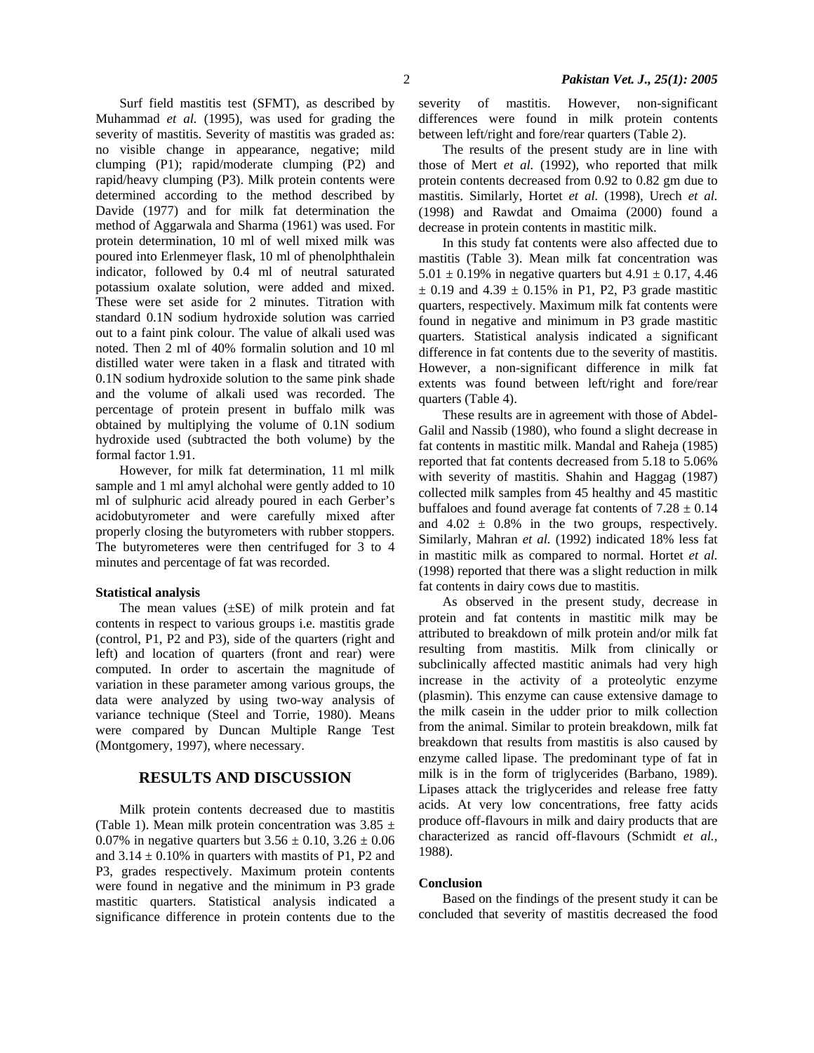Surf field mastitis test (SFMT), as described by Muhammad *et al.* (1995), was used for grading the severity of mastitis. Severity of mastitis was graded as: no visible change in appearance, negative; mild clumping (P1); rapid/moderate clumping (P2) and rapid/heavy clumping (P3). Milk protein contents were determined according to the method described by Davide (1977) and for milk fat determination the method of Aggarwala and Sharma (1961) was used. For protein determination, 10 ml of well mixed milk was poured into Erlenmeyer flask, 10 ml of phenolphthalein indicator, followed by 0.4 ml of neutral saturated potassium oxalate solution, were added and mixed. These were set aside for 2 minutes. Titration with standard 0.1N sodium hydroxide solution was carried out to a faint pink colour. The value of alkali used was noted. Then 2 ml of 40% formalin solution and 10 ml distilled water were taken in a flask and titrated with 0.1N sodium hydroxide solution to the same pink shade and the volume of alkali used was recorded. The percentage of protein present in buffalo milk was obtained by multiplying the volume of 0.1N sodium hydroxide used (subtracted the both volume) by the formal factor 1.91.

However, for milk fat determination, 11 ml milk sample and 1 ml amyl alchohal were gently added to 10 ml of sulphuric acid already poured in each Gerber's acidobutyrometer and were carefully mixed after properly closing the butyrometers with rubber stoppers. The butyrometeres were then centrifuged for 3 to 4 minutes and percentage of fat was recorded.

**Statistical analysis**

The mean values (±SE) of milk protein and fat contents in respect to various groups i.e. mastitis grade (control, P1, P2 and P3), side of the quarters (right and left) and location of quarters (front and rear) were computed. In order to ascertain the magnitude of variation in these parameter among various groups, the data were analyzed by using two-way analysis of variance technique (Steel and Torrie, 1980). Means were compared by Duncan Multiple Range Test (Montgomery, 1997), where necessary.

## RESULTS AND DISCUSSION

Milk protein contents decreased due to mastitis (Table 1). Mean milk protein concentration was 3.85 ± 0.07% in negative quarters but 3.56 ± 0.10, 3.26 ± 0.06 and 3.14 ± 0.10% in quarters with mastits of P1, P2 and P3, grades respectively. Maximum protein contents were found in negative and the minimum in P3 grade mastitic quarters. Statistical analysis indicated a significance difference in protein contents due to the severity of mastitis. However, non-significant differences were found in milk protein contents between left/right and fore/rear quarters (Table 2).

The results of the present study are in line with those of Mert *et al.* (1992), who reported that milk protein contents decreased from 0.92 to 0.82 gm due to mastitis. Similarly, Hortet *et al.* (1998), Urech *et al.* (1998) and Rawdat and Omaima (2000) found a decrease in protein contents in mastitic milk.

In this study fat contents were also affected due to mastitis (Table 3). Mean milk fat concentration was 5.01 ± 0.19% in negative quarters but 4.91 ± 0.17, 4.46 ± 0.19 and 4.39 ± 0.15% in P1, P2, P3 grade mastitic quarters, respectively. Maximum milk fat contents were found in negative and minimum in P3 grade mastitic quarters. Statistical analysis indicated a significant difference in fat contents due to the severity of mastitis. However, a non-significant difference in milk fat extents was found between left/right and fore/rear quarters (Table 4).

These results are in agreement with those of Abdel-Galil and Nassib (1980), who found a slight decrease in fat contents in mastitic milk. Mandal and Raheja (1985) reported that fat contents decreased from 5.18 to 5.06% with severity of mastitis. Shahin and Haggag (1987) collected milk samples from 45 healthy and 45 mastitic buffaloes and found average fat contents of 7.28 ± 0.14 and 4.02 ± 0.8% in the two groups, respectively. Similarly, Mahran *et al.* (1992) indicated 18% less fat in mastitic milk as compared to normal. Hortet *et al.* (1998) reported that there was a slight reduction in milk fat contents in dairy cows due to mastitis.

As observed in the present study, decrease in protein and fat contents in mastitic milk may be attributed to breakdown of milk protein and/or milk fat resulting from mastitis. Milk from clinically or subclinically affected mastitic animals had very high increase in the activity of a proteolytic enzyme (plasmin). This enzyme can cause extensive damage to the milk casein in the udder prior to milk collection from the animal. Similar to protein breakdown, milk fat breakdown that results from mastitis is also caused by enzyme called lipase. The predominant type of fat in milk is in the form of triglycerides (Barbano, 1989). Lipases attack the triglycerides and release free fatty acids. At very low concentrations, free fatty acids produce off-flavours in milk and dairy products that are characterized as rancid off-flavours (Schmidt *et al.,* 1988).

**Conclusion**

Based on the findings of the present study it can be concluded that severity of mastitis decreased the food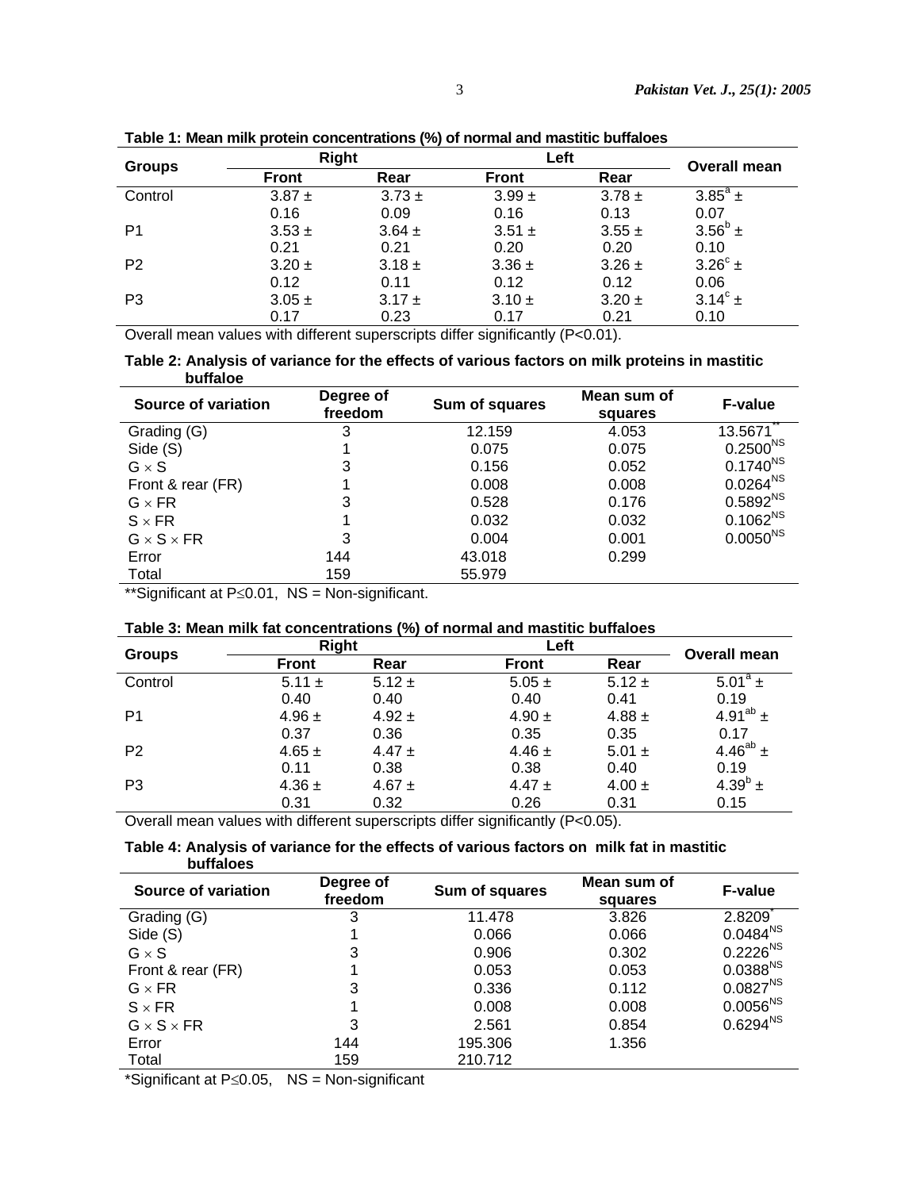**Table 1: Mean milk protein concentrations (%) of normal and mastitic buffaloes**

| Groups | Right | | Left | | Overall mean |
|---|---|---|---|---|---|
| | Front | Rear | Front | Rear | |
| Control | 3.87 ± 0.16 | 3.73 ± 0.09 | 3.99 ± 0.16 | 3.78 ± 0.13 | $3.85^{a}$ ± 0.07 |
| P1 | 3.53 ± 0.21 | 3.64 ± 0.21 | 3.51 ± 0.20 | 3.55 ± 0.20 | $3.56^{b}$ ± 0.10 |
| P2 | 3.20 ± 0.12 | 3.18 ± 0.11 | 3.36 ± 0.12 | 3.26 ± 0.12 | $3.26^{c}$ ± 0.06 |
| P3 | 3.05 ± 0.17 | 3.17 ± 0.23 | 3.10 ± 0.17 | 3.20 ± 0.21 | $3.14^{c}$ ± 0.10 |

Overall mean values with different superscripts differ significantly (P<0.01).

**Table 2: Analysis of variance for the effects of various factors on milk proteins in mastitic buffaloe**

| Source of variation | Degree of freedom | Sum of squares | Mean sum of squares | F-value |
|---|---|---|---|---|
| Grading (G) | 3 | 12.159 | 4.053 | $13.5671^{**}$ |
| Side (S) | 1 | 0.075 | 0.075 | $0.2500^{NS}$ |
| G × S | 3 | 0.156 | 0.052 | $0.1740^{NS}$ |
| Front & rear (FR) | 1 | 0.008 | 0.008 | $0.0264^{NS}$ |
| G × FR | 3 | 0.528 | 0.176 | $0.5892^{NS}$ |
| S × FR | 1 | 0.032 | 0.032 | $0.1062^{NS}$ |
| G × S × FR | 3 | 0.004 | 0.001 | $0.0050^{NS}$ |
| Error | 144 | 43.018 | 0.299 | |
| Total | 159 | 55.979 | | |

**Significant at P≤0.01, NS = Non-significant.

**Table 3: Mean milk fat concentrations (%) of normal and mastitic buffaloes**

| Groups | Right | | Left | | Overall mean |
|---|---|---|---|---|---|
| | Front | Rear | Front | Rear | |
| Control | 5.11 ± 0.40 | 5.12 ± 0.40 | 5.05 ± 0.40 | 5.12 ± 0.41 | $5.01^{a}$ ± 0.19 |
| P1 | 4.96 ± 0.37 | 4.92 ± 0.36 | 4.90 ± 0.35 | 4.88 ± 0.35 | $4.91^{ab}$ ± 0.17 |
| P2 | 4.65 ± 0.11 | 4.47 ± 0.38 | 4.46 ± 0.38 | 5.01 ± 0.40 | $4.46^{ab}$ ± 0.19 |
| P3 | 4.36 ± 0.31 | 4.67 ± 0.32 | 4.47 ± 0.26 | 4.00 ± 0.31 | $4.39^{b}$ ± 0.15 |

Overall mean values with different superscripts differ significantly (P<0.05).

**Table 4: Analysis of variance for the effects of various factors on milk fat in mastitic buffaloes**

| Source of variation | Degree of freedom | Sum of squares | Mean sum of squares | F-value |
|---|---|---|---|---|
| Grading (G) | 3 | 11.478 | 3.826 | $2.8209^{*}$ |
| Side (S) | 1 | 0.066 | 0.066 | $0.0484^{NS}$ |
| G × S | 3 | 0.906 | 0.302 | $0.2226^{NS}$ |
| Front & rear (FR) | 1 | 0.053 | 0.053 | $0.0388^{NS}$ |
| G × FR | 3 | 0.336 | 0.112 | $0.0827^{NS}$ |
| S × FR | 1 | 0.008 | 0.008 | $0.0056^{NS}$ |
| G × S × FR | 3 | 2.561 | 0.854 | $0.6294^{NS}$ |
| Error | 144 | 195.306 | 1.356 | |
| Total | 159 | 210.712 | | |

*Significant at P≤0.05, NS = Non-significant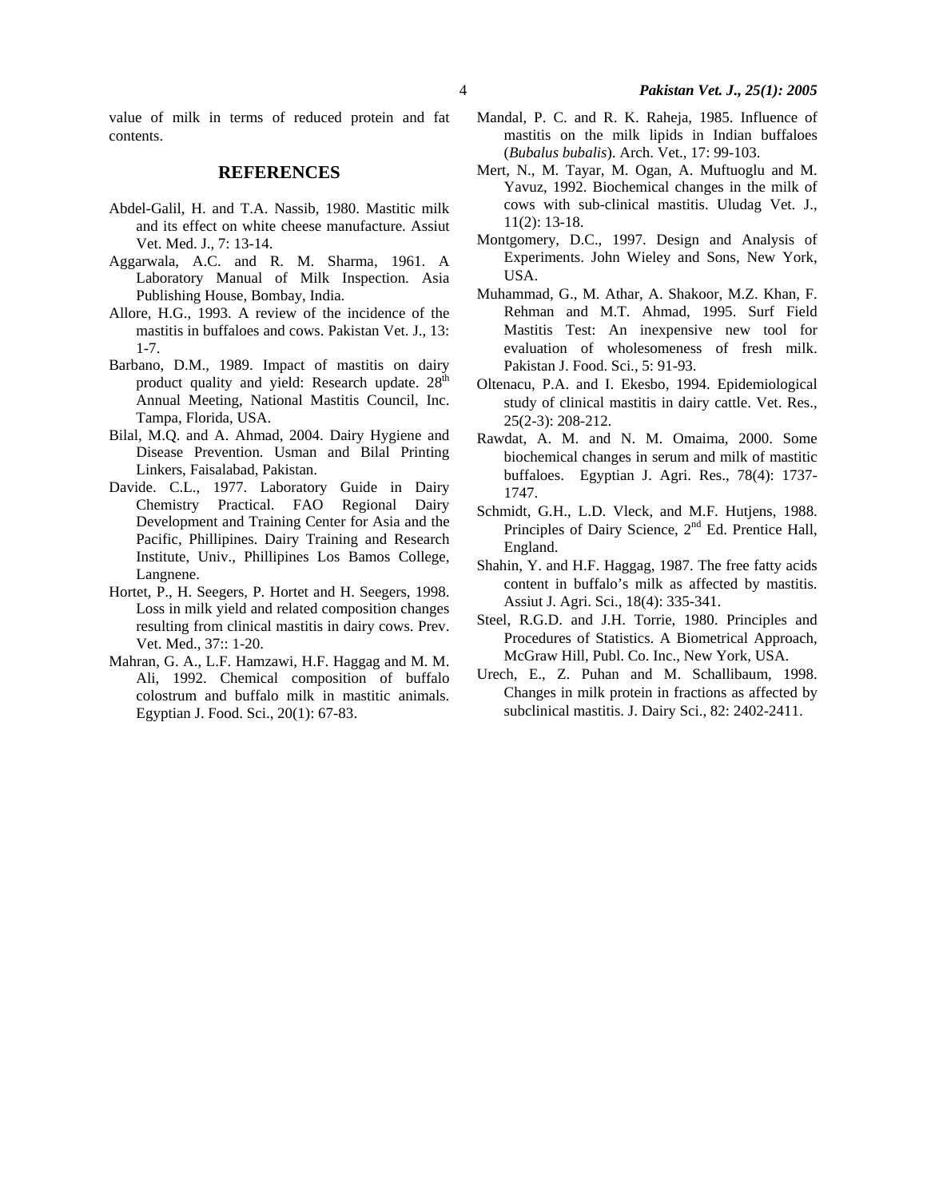value of milk in terms of reduced protein and fat contents.

## REFERENCES

Abdel-Galil, H. and T.A. Nassib, 1980. Mastitic milk and its effect on white cheese manufacture. Assiut Vet. Med. J., 7: 13-14.

Aggarwala, A.C. and R. M. Sharma, 1961. A Laboratory Manual of Milk Inspection. Asia Publishing House, Bombay, India.

Allore, H.G., 1993. A review of the incidence of the mastitis in buffaloes and cows. Pakistan Vet. J., 13: 1-7.

Barbano, D.M., 1989. Impact of mastitis on dairy product quality and yield: Research update. 28th Annual Meeting, National Mastitis Council, Inc. Tampa, Florida, USA.

Bilal, M.Q. and A. Ahmad, 2004. Dairy Hygiene and Disease Prevention. Usman and Bilal Printing Linkers, Faisalabad, Pakistan.

Davide. C.L., 1977. Laboratory Guide in Dairy Chemistry Practical. FAO Regional Dairy Development and Training Center for Asia and the Pacific, Phillipines. Dairy Training and Research Institute, Univ., Phillipines Los Bamos College, Langnene.

Hortet, P., H. Seegers, P. Hortet and H. Seegers, 1998. Loss in milk yield and related composition changes resulting from clinical mastitis in dairy cows. Prev. Vet. Med., 37:: 1-20.

Mahran, G. A., L.F. Hamzawi, H.F. Haggag and M. M. Ali, 1992. Chemical composition of buffalo colostrum and buffalo milk in mastitic animals. Egyptian J. Food. Sci., 20(1): 67-83.

Mandal, P. C. and R. K. Raheja, 1985. Influence of mastitis on the milk lipids in Indian buffaloes (*Bubalus bubalis*). Arch. Vet., 17: 99-103.

Mert, N., M. Tayar, M. Ogan, A. Muftuoglu and M. Yavuz, 1992. Biochemical changes in the milk of cows with sub-clinical mastitis. Uludag Vet. J., 11(2): 13-18.

Montgomery, D.C., 1997. Design and Analysis of Experiments. John Wieley and Sons, New York, USA.

Muhammad, G., M. Athar, A. Shakoor, M.Z. Khan, F. Rehman and M.T. Ahmad, 1995. Surf Field Mastitis Test: An inexpensive new tool for evaluation of wholesomeness of fresh milk. Pakistan J. Food. Sci., 5: 91-93.

Oltenacu, P.A. and I. Ekesbo, 1994. Epidemiological study of clinical mastitis in dairy cattle. Vet. Res., 25(2-3): 208-212.

Rawdat, A. M. and N. M. Omaima, 2000. Some biochemical changes in serum and milk of mastitic buffaloes. Egyptian J. Agri. Res., 78(4): 1737-1747.

Schmidt, G.H., L.D. Vleck, and M.F. Hutjens, 1988. Principles of Dairy Science, 2nd Ed. Prentice Hall, England.

Shahin, Y. and H.F. Haggag, 1987. The free fatty acids content in buffalo's milk as affected by mastitis. Assiut J. Agri. Sci., 18(4): 335-341.

Steel, R.G.D. and J.H. Torrie, 1980. Principles and Procedures of Statistics. A Biometrical Approach, McGraw Hill, Publ. Co. Inc., New York, USA.

Urech, E., Z. Puhan and M. Schallibaum, 1998. Changes in milk protein in fractions as affected by subclinical mastitis. J. Dairy Sci., 82: 2402-2411.